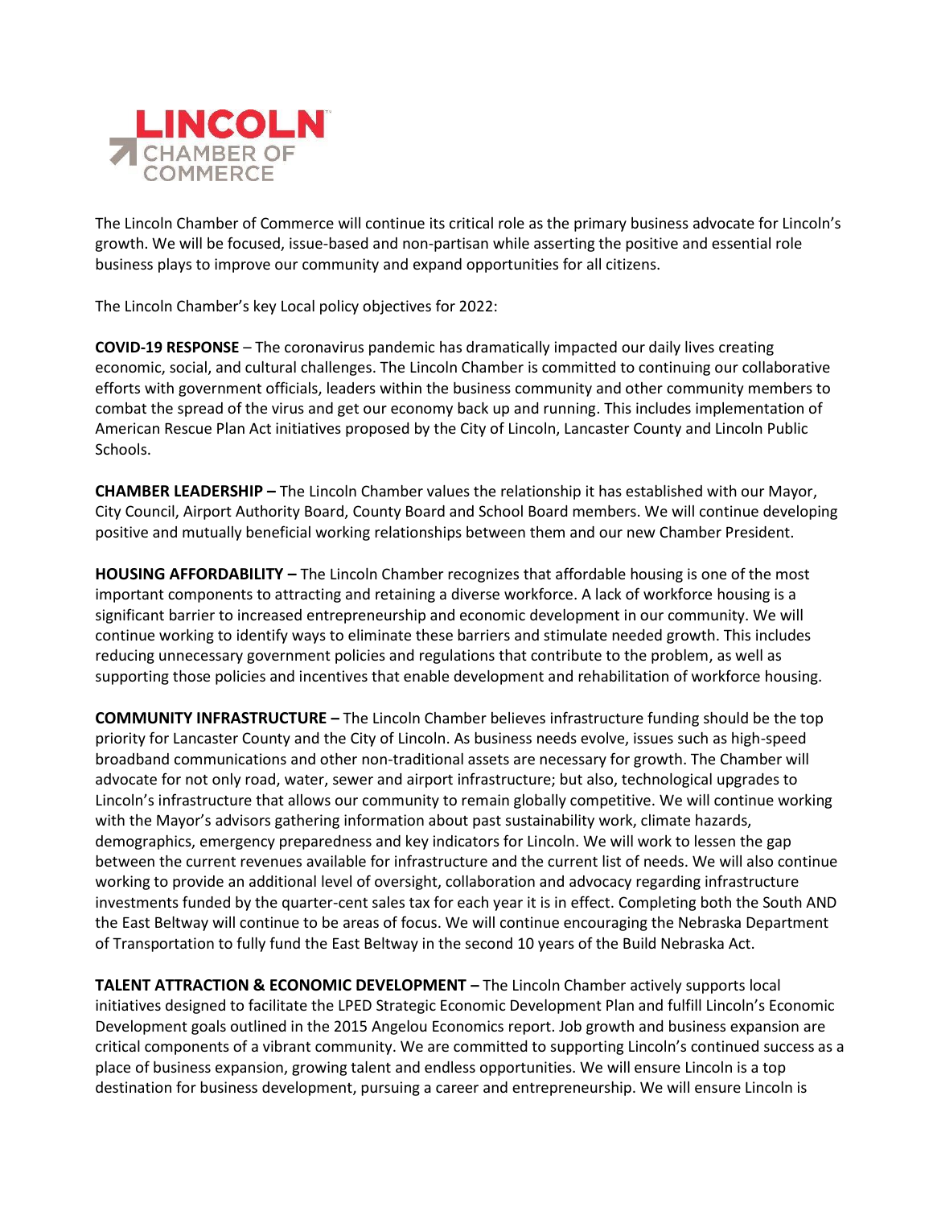**LINCOLN CHAMBER OF COMMERCE**

The Lincoln Chamber of Commerce will continue its critical role as the primary business advocate for Lincoln's growth. We will be focused, issue-based and non-partisan while asserting the positive and essential role business plays to improve our community and expand opportunities for all citizens.

The Lincoln Chamber's key Local policy objectives for 2022:

**COVID-19 RESPONSE** – The coronavirus pandemic has dramatically impacted our daily lives creating economic, social, and cultural challenges. The Lincoln Chamber is committed to continuing our collaborative efforts with government officials, leaders within the business community and other community members to combat the spread of the virus and get our economy back up and running. This includes implementation of American Rescue Plan Act initiatives proposed by the City of Lincoln, Lancaster County and Lincoln Public Schools.

**CHAMBER LEADERSHIP –** The Lincoln Chamber values the relationship it has established with our Mayor, City Council, Airport Authority Board, County Board and School Board members. We will continue developing positive and mutually beneficial working relationships between them and our new Chamber President.

**HOUSING AFFORDABILITY –** The Lincoln Chamber recognizes that affordable housing is one of the most important components to attracting and retaining a diverse workforce. A lack of workforce housing is a significant barrier to increased entrepreneurship and economic development in our community. We will continue working to identify ways to eliminate these barriers and stimulate needed growth. This includes reducing unnecessary government policies and regulations that contribute to the problem, as well as supporting those policies and incentives that enable development and rehabilitation of workforce housing.

**COMMUNITY INFRASTRUCTURE –** The Lincoln Chamber believes infrastructure funding should be the top priority for Lancaster County and the City of Lincoln. As business needs evolve, issues such as high-speed broadband communications and other non-traditional assets are necessary for growth. The Chamber will advocate for not only road, water, sewer and airport infrastructure; but also, technological upgrades to Lincoln's infrastructure that allows our community to remain globally competitive. We will continue working with the Mayor's advisors gathering information about past sustainability work, climate hazards, demographics, emergency preparedness and key indicators for Lincoln. We will work to lessen the gap between the current revenues available for infrastructure and the current list of needs. We will also continue working to provide an additional level of oversight, collaboration and advocacy regarding infrastructure investments funded by the quarter-cent sales tax for each year it is in effect. Completing both the South AND the East Beltway will continue to be areas of focus. We will continue encouraging the Nebraska Department of Transportation to fully fund the East Beltway in the second 10 years of the Build Nebraska Act.

**TALENT ATTRACTION & ECONOMIC DEVELOPMENT –** The Lincoln Chamber actively supports local initiatives designed to facilitate the LPED Strategic Economic Development Plan and fulfill Lincoln's Economic Development goals outlined in the 2015 Angelou Economics report. Job growth and business expansion are critical components of a vibrant community. We are committed to supporting Lincoln's continued success as a place of business expansion, growing talent and endless opportunities. We will ensure Lincoln is a top destination for business development, pursuing a career and entrepreneurship. We will ensure Lincoln is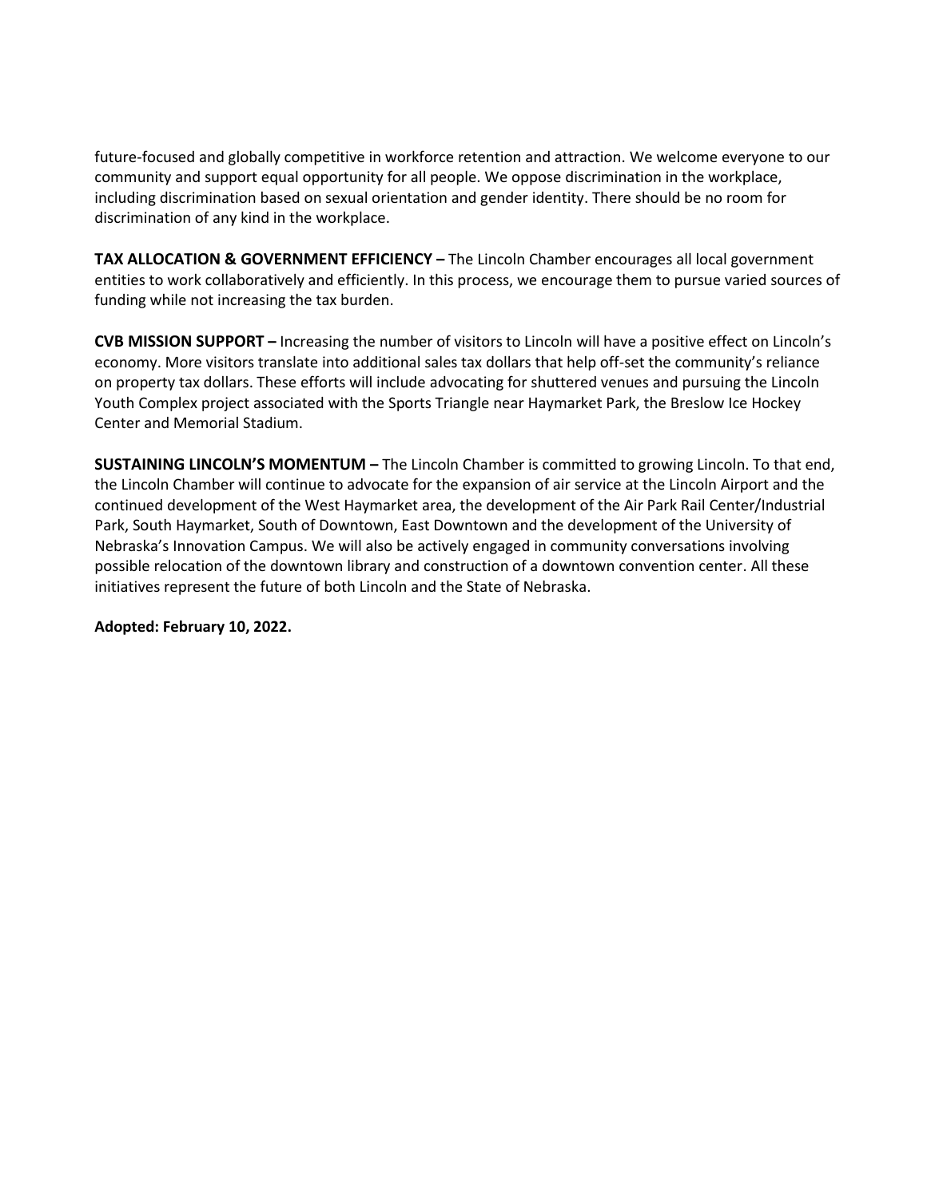future-focused and globally competitive in workforce retention and attraction. We welcome everyone to our community and support equal opportunity for all people. We oppose discrimination in the workplace, including discrimination based on sexual orientation and gender identity. There should be no room for discrimination of any kind in the workplace.

**TAX ALLOCATION & GOVERNMENT EFFICIENCY –** The Lincoln Chamber encourages all local government entities to work collaboratively and efficiently. In this process, we encourage them to pursue varied sources of funding while not increasing the tax burden.

**CVB MISSION SUPPORT –** Increasing the number of visitors to Lincoln will have a positive effect on Lincoln's economy. More visitors translate into additional sales tax dollars that help off-set the community's reliance on property tax dollars. These efforts will include advocating for shuttered venues and pursuing the Lincoln Youth Complex project associated with the Sports Triangle near Haymarket Park, the Breslow Ice Hockey Center and Memorial Stadium.

**SUSTAINING LINCOLN'S MOMENTUM –** The Lincoln Chamber is committed to growing Lincoln. To that end, the Lincoln Chamber will continue to advocate for the expansion of air service at the Lincoln Airport and the continued development of the West Haymarket area, the development of the Air Park Rail Center/Industrial Park, South Haymarket, South of Downtown, East Downtown and the development of the University of Nebraska's Innovation Campus. We will also be actively engaged in community conversations involving possible relocation of the downtown library and construction of a downtown convention center. All these initiatives represent the future of both Lincoln and the State of Nebraska.

**Adopted: February 10, 2022.**